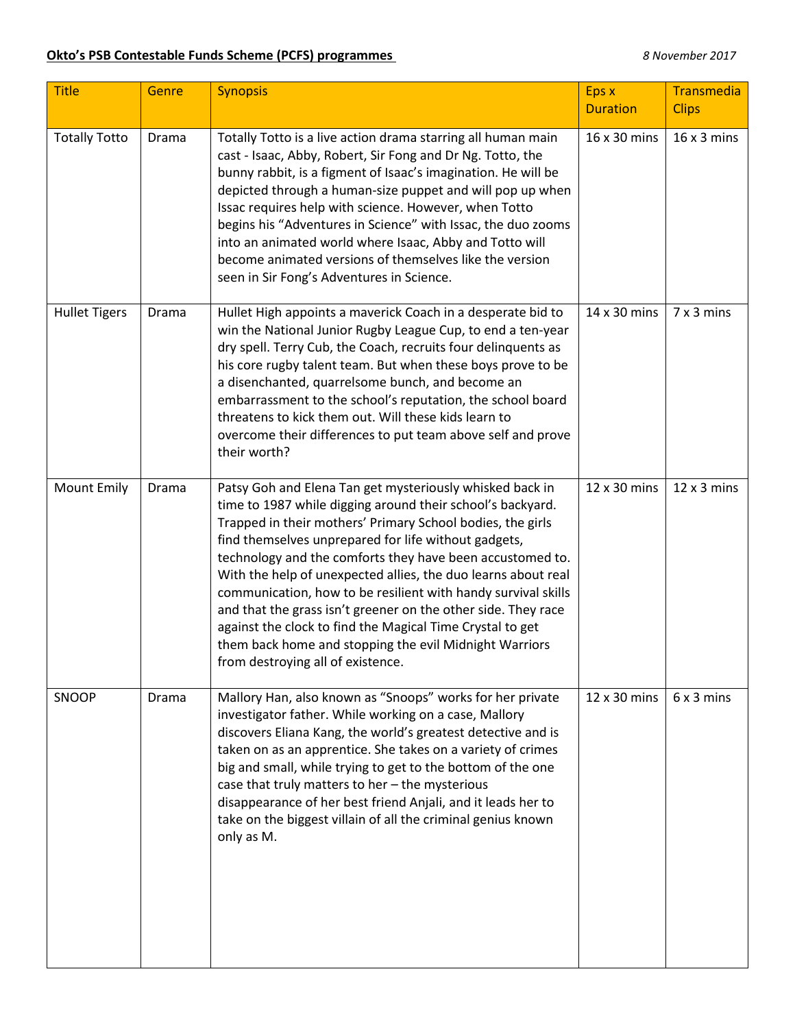**Okto's PSB Contestable Funds Scheme (PCFS) programmes**

*8 November 2017*

| Title | Genre | Synopsis | Eps x Duration | Transmedia Clips |
|---|---|---|---|---|
| Totally Totto | Drama | Totally Totto is a live action drama starring all human main cast - Isaac, Abby, Robert, Sir Fong and Dr Ng. Totto, the bunny rabbit, is a figment of Isaac's imagination. He will be depicted through a human-size puppet and will pop up when Issac requires help with science. However, when Totto begins his "Adventures in Science" with Issac, the duo zooms into an animated world where Isaac, Abby and Totto will become animated versions of themselves like the version seen in Sir Fong's Adventures in Science. | 16 x 30 mins | 16 x 3 mins |
| Hullet Tigers | Drama | Hullet High appoints a maverick Coach in a desperate bid to win the National Junior Rugby League Cup, to end a ten-year dry spell. Terry Cub, the Coach, recruits four delinquents as his core rugby talent team. But when these boys prove to be a disenchanted, quarrelsome bunch, and become an embarrassment to the school's reputation, the school board threatens to kick them out. Will these kids learn to overcome their differences to put team above self and prove their worth? | 14 x 30 mins | 7 x 3 mins |
| Mount Emily | Drama | Patsy Goh and Elena Tan get mysteriously whisked back in time to 1987 while digging around their school's backyard. Trapped in their mothers' Primary School bodies, the girls find themselves unprepared for life without gadgets, technology and the comforts they have been accustomed to. With the help of unexpected allies, the duo learns about real communication, how to be resilient with handy survival skills and that the grass isn't greener on the other side. They race against the clock to find the Magical Time Crystal to get them back home and stopping the evil Midnight Warriors from destroying all of existence. | 12 x 30 mins | 12 x 3 mins |
| SNOOP | Drama | Mallory Han, also known as "Snoops" works for her private investigator father. While working on a case, Mallory discovers Eliana Kang, the world's greatest detective and is taken on as an apprentice. She takes on a variety of crimes big and small, while trying to get to the bottom of the one case that truly matters to her – the mysterious disappearance of her best friend Anjali, and it leads her to take on the biggest villain of all the criminal genius known only as M. | 12 x 30 mins | 6 x 3 mins |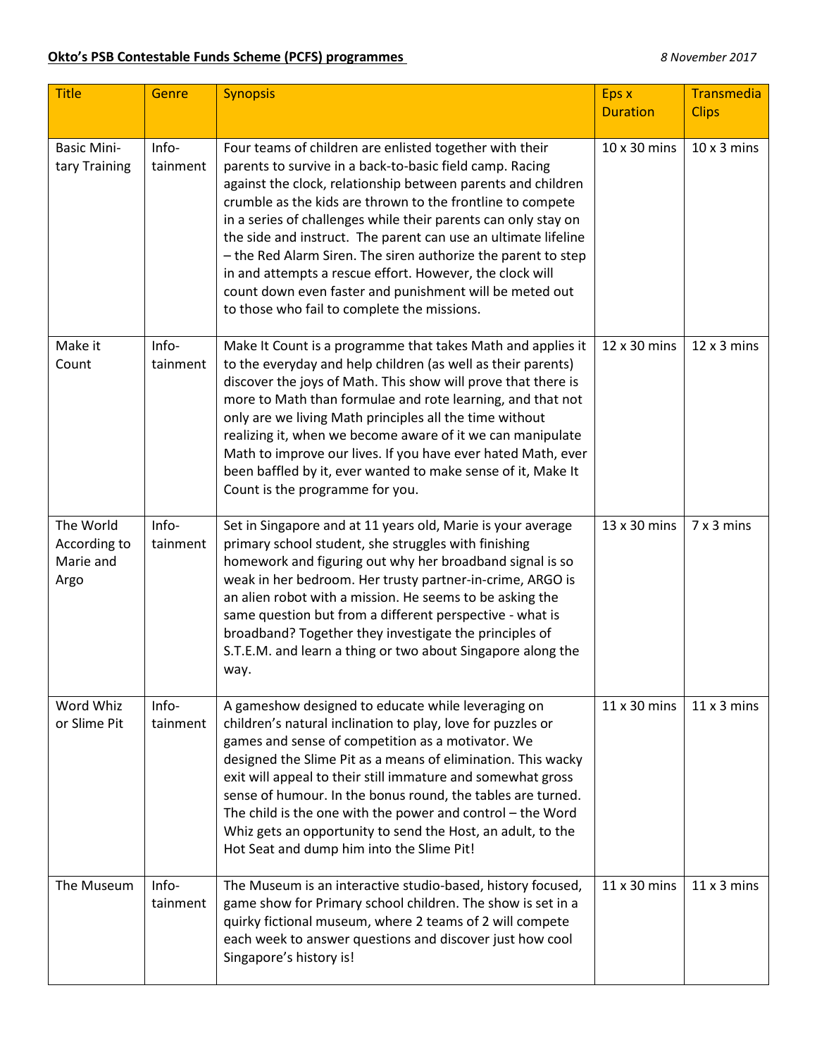**Okto's PSB Contestable Funds Scheme (PCFS) programmes** *8 November 2017*

| Title | Genre | Synopsis | Eps x Duration | Transmedia Clips |
|---|---|---|---|---|
| Basic Military Training | Info-tainment | Four teams of children are enlisted together with their parents to survive in a back-to-basic field camp. Racing against the clock, relationship between parents and children crumble as the kids are thrown to the frontline to compete in a series of challenges while their parents can only stay on the side and instruct. The parent can use an ultimate lifeline – the Red Alarm Siren. The siren authorize the parent to step in and attempts a rescue effort. However, the clock will count down even faster and punishment will be meted out to those who fail to complete the missions. | 10 x 30 mins | 10 x 3 mins |
| Make it Count | Info-tainment | Make It Count is a programme that takes Math and applies it to the everyday and help children (as well as their parents) discover the joys of Math. This show will prove that there is more to Math than formulae and rote learning, and that not only are we living Math principles all the time without realizing it, when we become aware of it we can manipulate Math to improve our lives. If you have ever hated Math, ever been baffled by it, ever wanted to make sense of it, Make It Count is the programme for you. | 12 x 30 mins | 12 x 3 mins |
| The World According to Marie and Argo | Info-tainment | Set in Singapore and at 11 years old, Marie is your average primary school student, she struggles with finishing homework and figuring out why her broadband signal is so weak in her bedroom. Her trusty partner-in-crime, ARGO is an alien robot with a mission. He seems to be asking the same question but from a different perspective - what is broadband? Together they investigate the principles of S.T.E.M. and learn a thing or two about Singapore along the way. | 13 x 30 mins | 7 x 3 mins |
| Word Whiz or Slime Pit | Info-tainment | A gameshow designed to educate while leveraging on children's natural inclination to play, love for puzzles or games and sense of competition as a motivator. We designed the Slime Pit as a means of elimination. This wacky exit will appeal to their still immature and somewhat gross sense of humour. In the bonus round, the tables are turned. The child is the one with the power and control – the Word Whiz gets an opportunity to send the Host, an adult, to the Hot Seat and dump him into the Slime Pit! | 11 x 30 mins | 11 x 3 mins |
| The Museum | Info-tainment | The Museum is an interactive studio-based, history focused, game show for Primary school children. The show is set in a quirky fictional museum, where 2 teams of 2 will compete each week to answer questions and discover just how cool Singapore's history is! | 11 x 30 mins | 11 x 3 mins |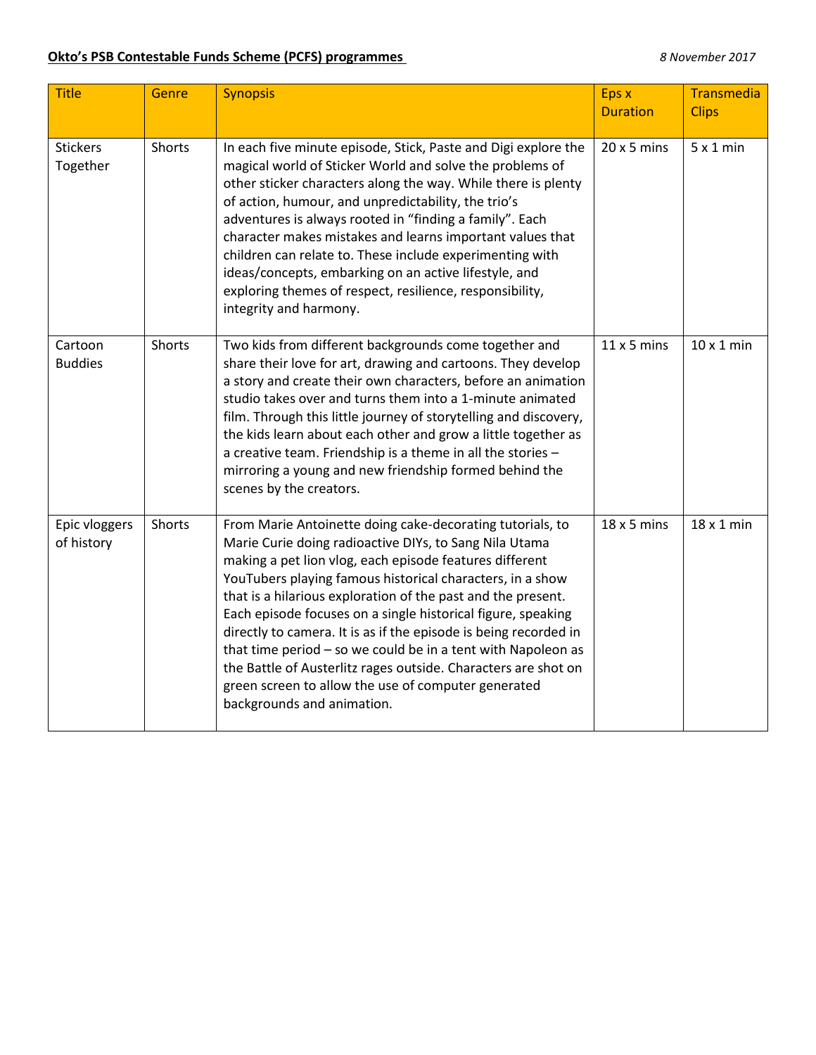**Okto's PSB Contestable Funds Scheme (PCFS) programmes** *8 November 2017*

| Title | Genre | Synopsis | Eps x Duration | Transmedia Clips |
|---|---|---|---|---|
| Stickers Together | Shorts | In each five minute episode, Stick, Paste and Digi explore the magical world of Sticker World and solve the problems of other sticker characters along the way. While there is plenty of action, humour, and unpredictability, the trio's adventures is always rooted in "finding a family". Each character makes mistakes and learns important values that children can relate to. These include experimenting with ideas/concepts, embarking on an active lifestyle, and exploring themes of respect, resilience, responsibility, integrity and harmony. | 20 x 5 mins | 5 x 1 min |
| Cartoon Buddies | Shorts | Two kids from different backgrounds come together and share their love for art, drawing and cartoons. They develop a story and create their own characters, before an animation studio takes over and turns them into a 1-minute animated film. Through this little journey of storytelling and discovery, the kids learn about each other and grow a little together as a creative team. Friendship is a theme in all the stories – mirroring a young and new friendship formed behind the scenes by the creators. | 11 x 5 mins | 10 x 1 min |
| Epic vloggers of history | Shorts | From Marie Antoinette doing cake-decorating tutorials, to Marie Curie doing radioactive DIYs, to Sang Nila Utama making a pet lion vlog, each episode features different YouTubers playing famous historical characters, in a show that is a hilarious exploration of the past and the present. Each episode focuses on a single historical figure, speaking directly to camera. It is as if the episode is being recorded in that time period – so we could be in a tent with Napoleon as the Battle of Austerlitz rages outside. Characters are shot on green screen to allow the use of computer generated backgrounds and animation. | 18 x 5 mins | 18 x 1 min |